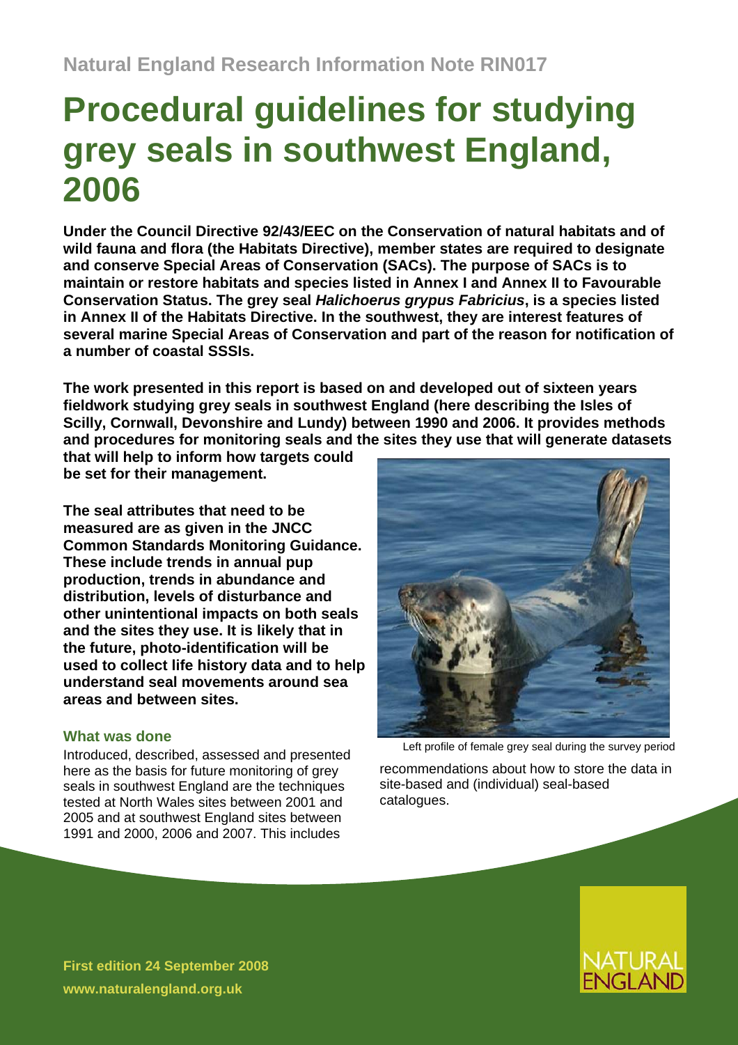Natural England Research Information Note RIN017

# Procedural guidelines for studying grey seals in southwest England, 2006

**Under the Council Directive 92/43/EEC on the Conservation of natural habitats and of wild fauna and flora (the Habitats Directive), member states are required to designate and conserve Special Areas of Conservation (SACs). The purpose of SACs is to maintain or restore habitats and species listed in Annex I and Annex II to Favourable Conservation Status. The grey seal *Halichoerus grypus Fabricius*, is a species listed in Annex II of the Habitats Directive. In the southwest, they are interest features of several marine Special Areas of Conservation and part of the reason for notification of a number of coastal SSSIs.**

**The work presented in this report is based on and developed out of sixteen years fieldwork studying grey seals in southwest England (here describing the Isles of Scilly, Cornwall, Devonshire and Lundy) between 1990 and 2006. It provides methods and procedures for monitoring seals and the sites they use that will generate datasets that will help to inform how targets could be set for their management.**

**The seal attributes that need to be measured are as given in the JNCC Common Standards Monitoring Guidance. These include trends in annual pup production, trends in abundance and distribution, levels of disturbance and other unintentional impacts on both seals and the sites they use. It is likely that in the future, photo-identification will be used to collect life history data and to help understand seal movements around sea areas and between sites.**

Left profile of female grey seal during the survey period

### What was done

Introduced, described, assessed and presented here as the basis for future monitoring of grey seals in southwest England are the techniques tested at North Wales sites between 2001 and 2005 and at southwest England sites between 1991 and 2000, 2006 and 2007. This includes recommendations about how to store the data in site-based and (individual) seal-based catalogues.

**First edition 24 September 2008**
**www.naturalengland.org.uk**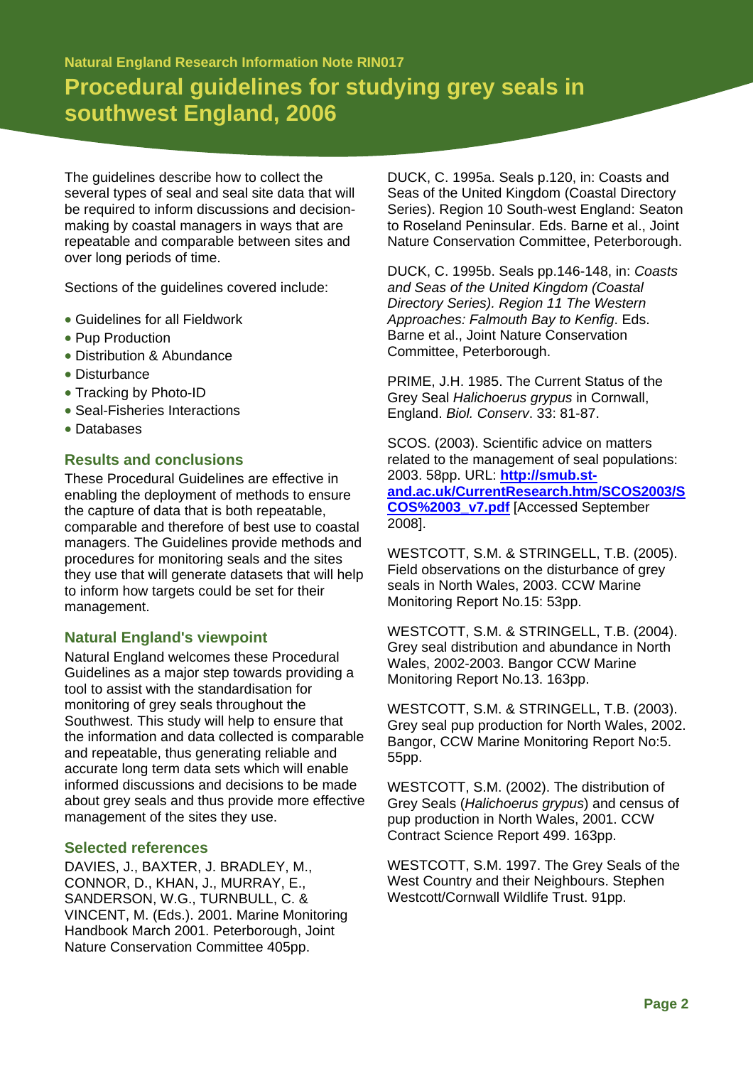Natural England Research Information Note RIN017

# Procedural guidelines for studying grey seals in southwest England, 2006

The guidelines describe how to collect the several types of seal and seal site data that will be required to inform discussions and decision-making by coastal managers in ways that are repeatable and comparable between sites and over long periods of time.

Sections of the guidelines covered include:

- Guidelines for all Fieldwork
- Pup Production
- Distribution & Abundance
- Disturbance
- Tracking by Photo-ID
- Seal-Fisheries Interactions
- Databases

## Results and conclusions

These Procedural Guidelines are effective in enabling the deployment of methods to ensure the capture of data that is both repeatable, comparable and therefore of best use to coastal managers. The Guidelines provide methods and procedures for monitoring seals and the sites they use that will generate datasets that will help to inform how targets could be set for their management.

## Natural England's viewpoint

Natural England welcomes these Procedural Guidelines as a major step towards providing a tool to assist with the standardisation for monitoring of grey seals throughout the Southwest. This study will help to ensure that the information and data collected is comparable and repeatable, thus generating reliable and accurate long term data sets which will enable informed discussions and decisions to be made about grey seals and thus provide more effective management of the sites they use.

## Selected references

DAVIES, J., BAXTER, J. BRADLEY, M., CONNOR, D., KHAN, J., MURRAY, E., SANDERSON, W.G., TURNBULL, C. & VINCENT, M. (Eds.). 2001. Marine Monitoring Handbook March 2001. Peterborough, Joint Nature Conservation Committee 405pp.

DUCK, C. 1995a. Seals p.120, in: Coasts and Seas of the United Kingdom (Coastal Directory Series). Region 10 South-west England: Seaton to Roseland Peninsular. Eds. Barne et al., Joint Nature Conservation Committee, Peterborough.

DUCK, C. 1995b. Seals pp.146-148, in: *Coasts and Seas of the United Kingdom (Coastal Directory Series). Region 11 The Western Approaches: Falmouth Bay to Kenfig*. Eds. Barne et al., Joint Nature Conservation Committee, Peterborough.

PRIME, J.H. 1985. The Current Status of the Grey Seal *Halichoerus grypus* in Cornwall, England. *Biol. Conserv*. 33: 81-87.

SCOS. (2003). Scientific advice on matters related to the management of seal populations: 2003. 58pp. URL: **http://smub.st-and.ac.uk/CurrentResearch.htm/SCOS2003/SCOS%2003_v7.pdf** [Accessed September 2008].

WESTCOTT, S.M. & STRINGELL, T.B. (2005). Field observations on the disturbance of grey seals in North Wales, 2003. CCW Marine Monitoring Report No.15: 53pp.

WESTCOTT, S.M. & STRINGELL, T.B. (2004). Grey seal distribution and abundance in North Wales, 2002-2003. Bangor CCW Marine Monitoring Report No.13. 163pp.

WESTCOTT, S.M. & STRINGELL, T.B. (2003). Grey seal pup production for North Wales, 2002. Bangor, CCW Marine Monitoring Report No:5. 55pp.

WESTCOTT, S.M. (2002). The distribution of Grey Seals (*Halichoerus grypus*) and census of pup production in North Wales, 2001. CCW Contract Science Report 499. 163pp.

WESTCOTT, S.M. 1997. The Grey Seals of the West Country and their Neighbours. Stephen Westcott/Cornwall Wildlife Trust. 91pp.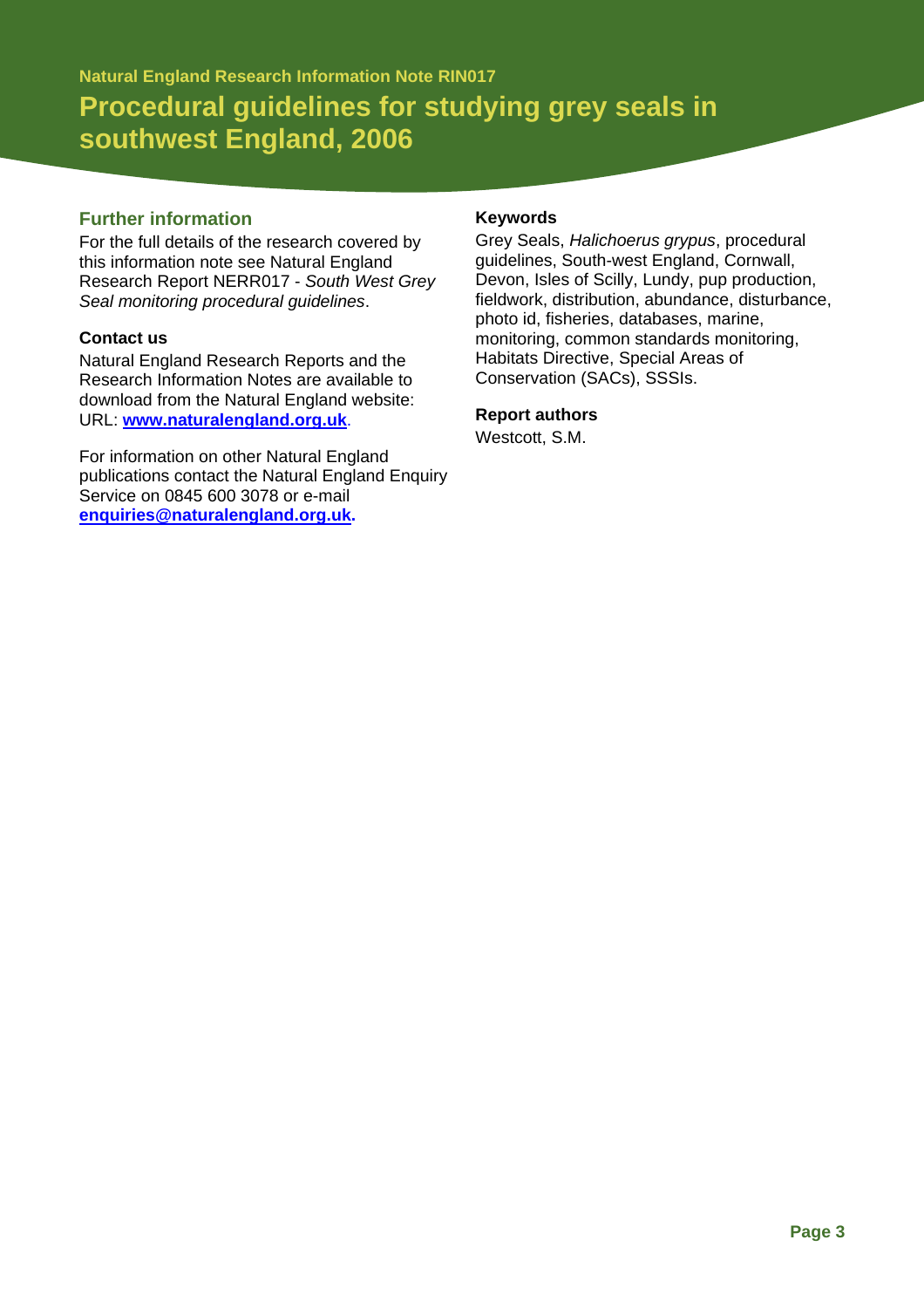Natural England Research Information Note RIN017

# Procedural guidelines for studying grey seals in southwest England, 2006

## Further information

For the full details of the research covered by this information note see Natural England Research Report NERR017 - *South West Grey Seal monitoring procedural guidelines*.

### Contact us

Natural England Research Reports and the Research Information Notes are available to download from the Natural England website: URL: **www.naturalengland.org.uk**.

For information on other Natural England publications contact the Natural England Enquiry Service on 0845 600 3078 or e-mail **enquiries@naturalengland.org.uk.**

### Keywords

Grey Seals, *Halichoerus grypus*, procedural guidelines, South-west England, Cornwall, Devon, Isles of Scilly, Lundy, pup production, fieldwork, distribution, abundance, disturbance, photo id, fisheries, databases, marine, monitoring, common standards monitoring, Habitats Directive, Special Areas of Conservation (SACs), SSSIs.

### Report authors

Westcott, S.M.